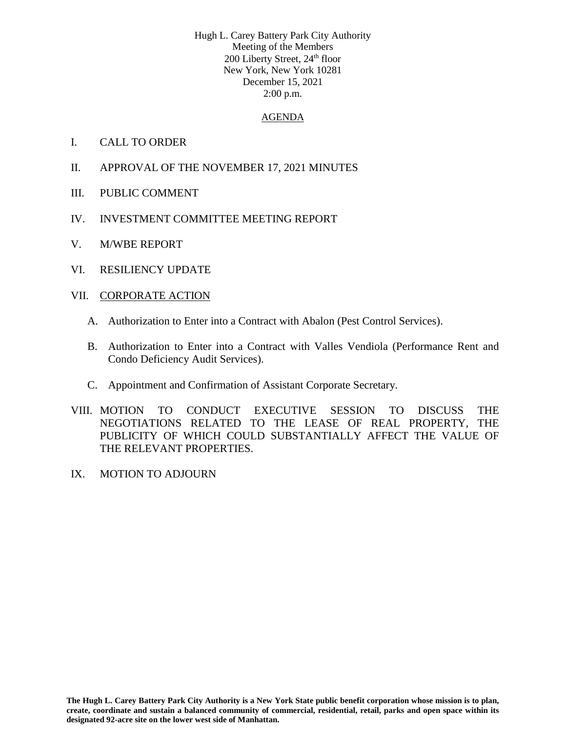Hugh L. Carey Battery Park City Authority
Meeting of the Members
200 Liberty Street, 24th floor
New York, New York 10281
December 15, 2021
2:00 p.m.

## AGENDA

I. CALL TO ORDER

II. APPROVAL OF THE NOVEMBER 17, 2021 MINUTES

III. PUBLIC COMMENT

IV. INVESTMENT COMMITTEE MEETING REPORT

V. M/WBE REPORT

VI. RESILIENCY UPDATE

VII. CORPORATE ACTION

   A. Authorization to Enter into a Contract with Abalon (Pest Control Services).

   B. Authorization to Enter into a Contract with Valles Vendiola (Performance Rent and Condo Deficiency Audit Services).

   C. Appointment and Confirmation of Assistant Corporate Secretary.

VIII. MOTION TO CONDUCT EXECUTIVE SESSION TO DISCUSS THE NEGOTIATIONS RELATED TO THE LEASE OF REAL PROPERTY, THE PUBLICITY OF WHICH COULD SUBSTANTIALLY AFFECT THE VALUE OF THE RELEVANT PROPERTIES.

IX. MOTION TO ADJOURN

**The Hugh L. Carey Battery Park City Authority is a New York State public benefit corporation whose mission is to plan, create, coordinate and sustain a balanced community of commercial, residential, retail, parks and open space within its designated 92-acre site on the lower west side of Manhattan.**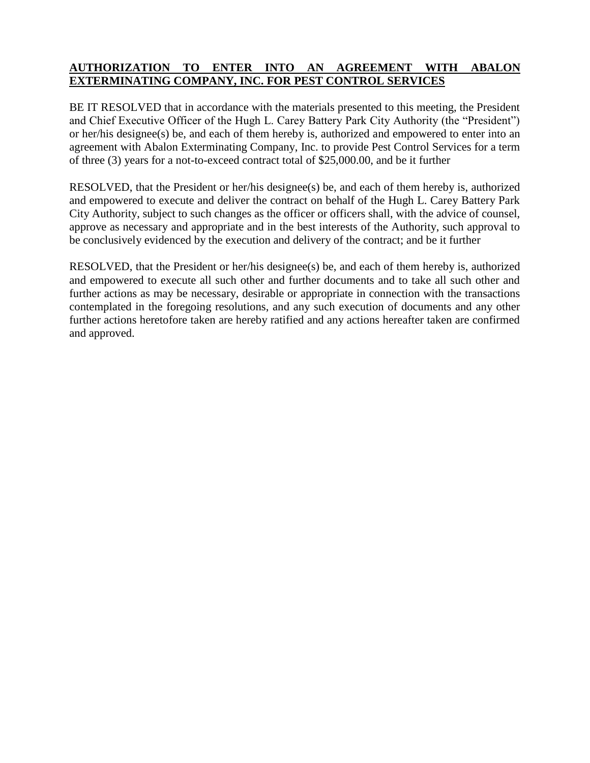**AUTHORIZATION TO ENTER INTO AN AGREEMENT WITH ABALON EXTERMINATING COMPANY, INC. FOR PEST CONTROL SERVICES**

BE IT RESOLVED that in accordance with the materials presented to this meeting, the President and Chief Executive Officer of the Hugh L. Carey Battery Park City Authority (the "President") or her/his designee(s) be, and each of them hereby is, authorized and empowered to enter into an agreement with Abalon Exterminating Company, Inc. to provide Pest Control Services for a term of three (3) years for a not-to-exceed contract total of $25,000.00, and be it further

RESOLVED, that the President or her/his designee(s) be, and each of them hereby is, authorized and empowered to execute and deliver the contract on behalf of the Hugh L. Carey Battery Park City Authority, subject to such changes as the officer or officers shall, with the advice of counsel, approve as necessary and appropriate and in the best interests of the Authority, such approval to be conclusively evidenced by the execution and delivery of the contract; and be it further

RESOLVED, that the President or her/his designee(s) be, and each of them hereby is, authorized and empowered to execute all such other and further documents and to take all such other and further actions as may be necessary, desirable or appropriate in connection with the transactions contemplated in the foregoing resolutions, and any such execution of documents and any other further actions heretofore taken are hereby ratified and any actions hereafter taken are confirmed and approved.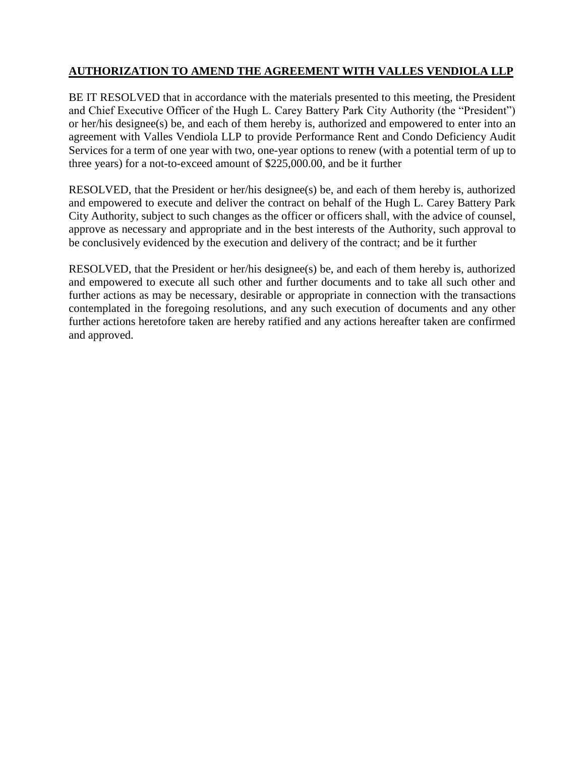**AUTHORIZATION TO AMEND THE AGREEMENT WITH VALLES VENDIOLA LLP**

BE IT RESOLVED that in accordance with the materials presented to this meeting, the President and Chief Executive Officer of the Hugh L. Carey Battery Park City Authority (the "President") or her/his designee(s) be, and each of them hereby is, authorized and empowered to enter into an agreement with Valles Vendiola LLP to provide Performance Rent and Condo Deficiency Audit Services for a term of one year with two, one-year options to renew (with a potential term of up to three years) for a not-to-exceed amount of $225,000.00, and be it further

RESOLVED, that the President or her/his designee(s) be, and each of them hereby is, authorized and empowered to execute and deliver the contract on behalf of the Hugh L. Carey Battery Park City Authority, subject to such changes as the officer or officers shall, with the advice of counsel, approve as necessary and appropriate and in the best interests of the Authority, such approval to be conclusively evidenced by the execution and delivery of the contract; and be it further

RESOLVED, that the President or her/his designee(s) be, and each of them hereby is, authorized and empowered to execute all such other and further documents and to take all such other and further actions as may be necessary, desirable or appropriate in connection with the transactions contemplated in the foregoing resolutions, and any such execution of documents and any other further actions heretofore taken are hereby ratified and any actions hereafter taken are confirmed and approved.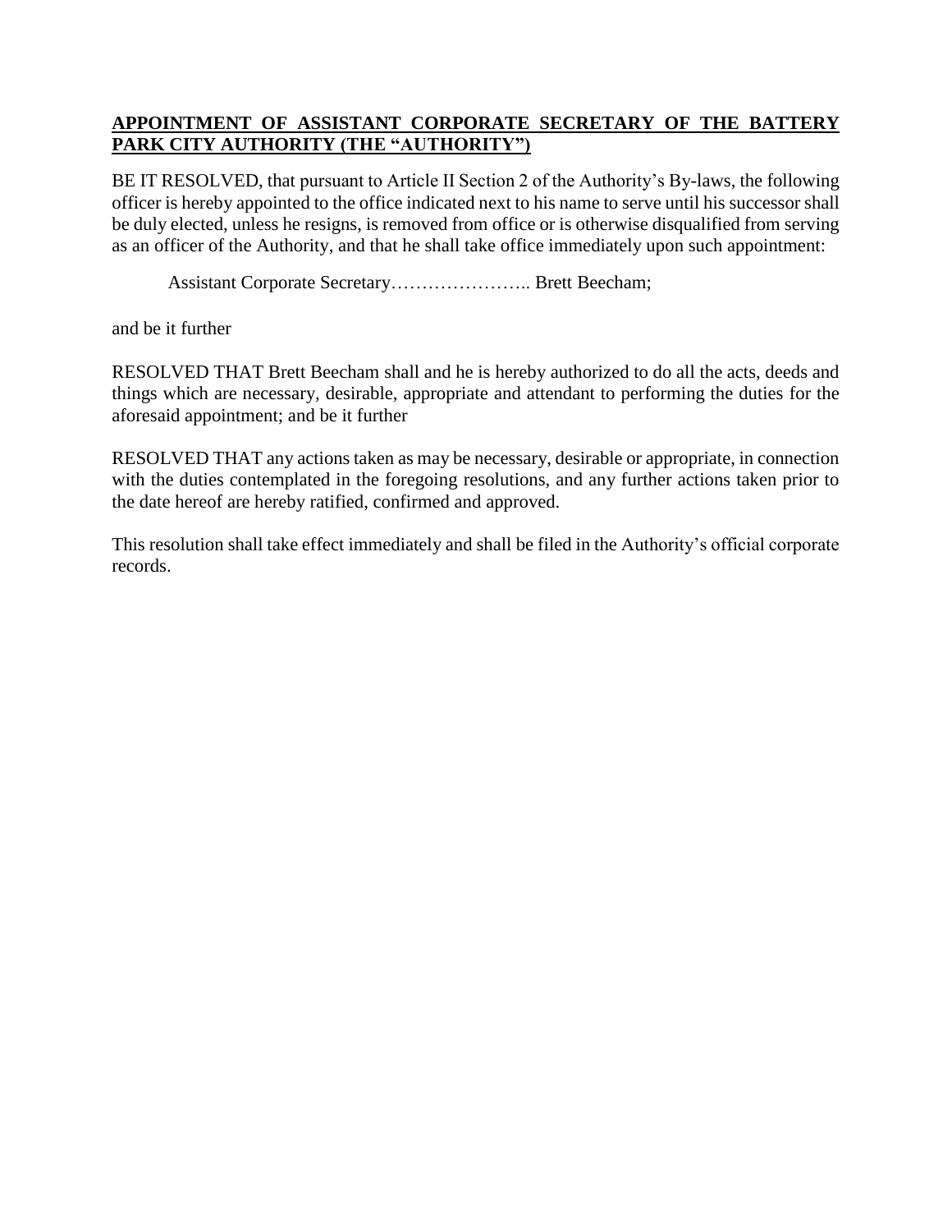**APPOINTMENT OF ASSISTANT CORPORATE SECRETARY OF THE BATTERY PARK CITY AUTHORITY (THE "AUTHORITY")**

BE IT RESOLVED, that pursuant to Article II Section 2 of the Authority's By-laws, the following officer is hereby appointed to the office indicated next to his name to serve until his successor shall be duly elected, unless he resigns, is removed from office or is otherwise disqualified from serving as an officer of the Authority, and that he shall take office immediately upon such appointment:

Assistant Corporate Secretary………………….. Brett Beecham;

and be it further

RESOLVED THAT Brett Beecham shall and he is hereby authorized to do all the acts, deeds and things which are necessary, desirable, appropriate and attendant to performing the duties for the aforesaid appointment; and be it further

RESOLVED THAT any actions taken as may be necessary, desirable or appropriate, in connection with the duties contemplated in the foregoing resolutions, and any further actions taken prior to the date hereof are hereby ratified, confirmed and approved.

This resolution shall take effect immediately and shall be filed in the Authority's official corporate records.